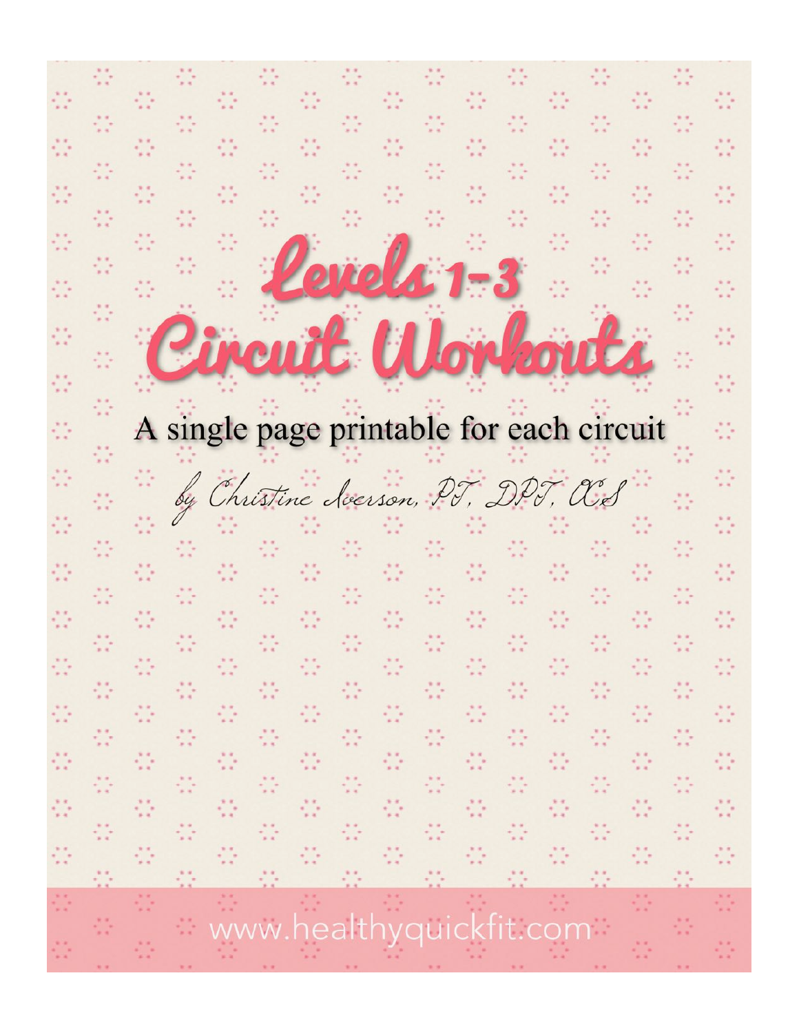# Levels 1-3 Circuit Workouts

A single page printable for each circuit

*by Christine Iverson, PT, DPT, OCS*

www.healthyquickfit.com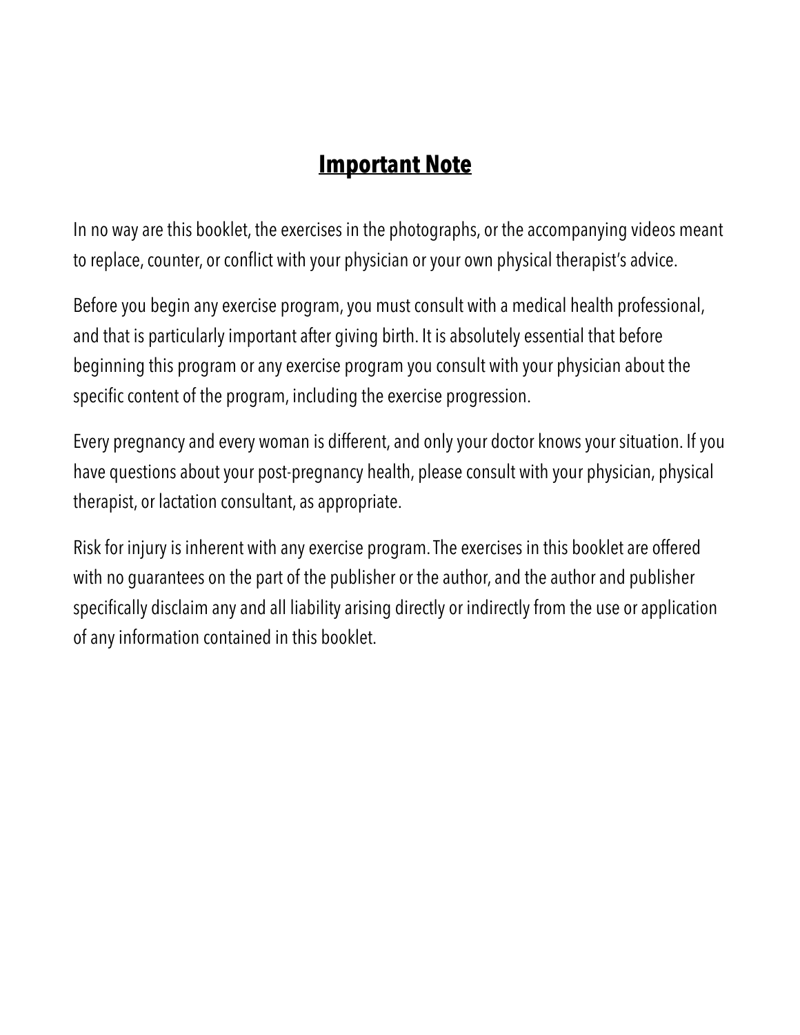## Important Note

In no way are this booklet, the exercises in the photographs, or the accompanying videos meant to replace, counter, or conflict with your physician or your own physical therapist's advice.

Before you begin any exercise program, you must consult with a medical health professional, and that is particularly important after giving birth. It is absolutely essential that before beginning this program or any exercise program you consult with your physician about the specific content of the program, including the exercise progression.

Every pregnancy and every woman is different, and only your doctor knows your situation. If you have questions about your post-pregnancy health, please consult with your physician, physical therapist, or lactation consultant, as appropriate.

Risk for injury is inherent with any exercise program. The exercises in this booklet are offered with no guarantees on the part of the publisher or the author, and the author and publisher specifically disclaim any and all liability arising directly or indirectly from the use or application of any information contained in this booklet.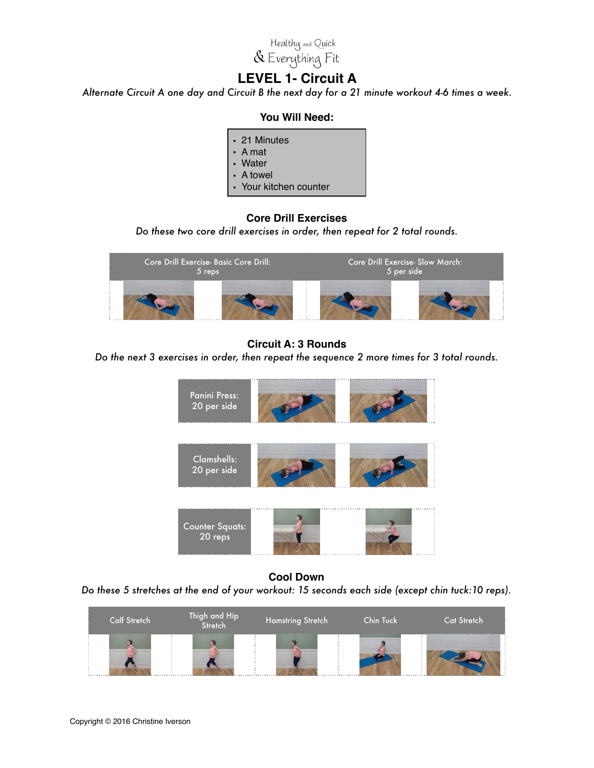Healthy and Quick
& Everything Fit

# LEVEL 1- Circuit A

*Alternate Circuit A one day and Circuit B the next day for a 21 minute workout 4-6 times a week.*

### You Will Need:

- 21 Minutes
- A mat
- Water
- A towel
- Your kitchen counter

### Core Drill Exercises

*Do these two core drill exercises in order, then repeat for 2 total rounds.*

| Core Drill Exercise- Basic Core Drill: 5 reps | Core Drill Exercise- Slow March: 5 per side |
| --- | --- |

### Circuit A: 3 Rounds

*Do the next 3 exercises in order, then repeat the sequence 2 more times for 3 total rounds.*

- Panini Press: 20 per side
- Clamshells: 20 per side
- Counter Squats: 20 reps

### Cool Down

*Do these 5 stretches at the end of your workout: 15 seconds each side (except chin tuck:10 reps).*

| Calf Stretch | Thigh and Hip Stretch | Hamstring Stretch | Chin Tuck | Cat Stretch |
| --- | --- | --- | --- | --- |

Copyright © 2016 Christine Iverson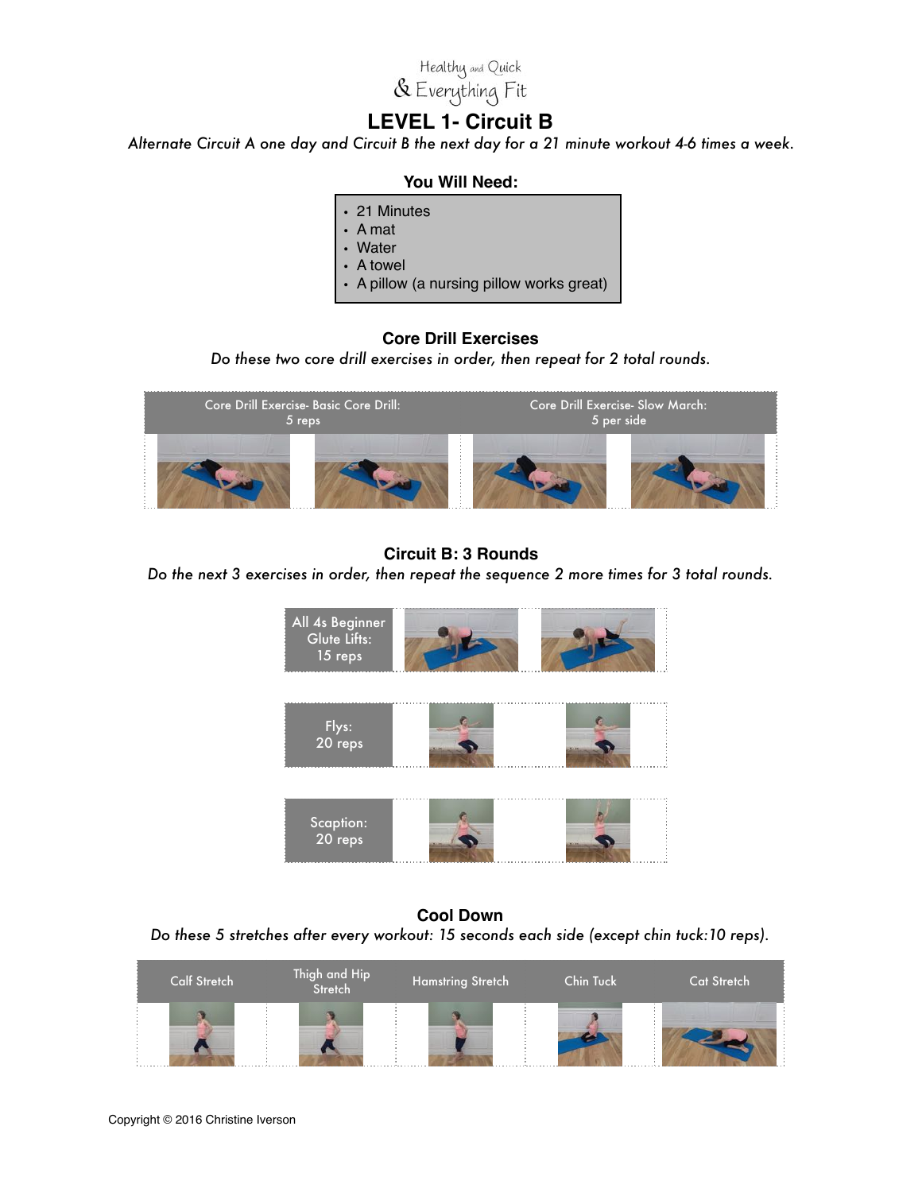Healthy and Quick & Everything Fit

# LEVEL 1- Circuit B

*Alternate Circuit A one day and Circuit B the next day for a 21 minute workout 4-6 times a week.*

### You Will Need:

- 21 Minutes
- A mat
- Water
- A towel
- A pillow (a nursing pillow works great)

### Core Drill Exercises

*Do these two core drill exercises in order, then repeat for 2 total rounds.*

| Core Drill Exercise- Basic Core Drill: 5 reps | Core Drill Exercise- Slow March: 5 per side |
|---|---|

### Circuit B: 3 Rounds

*Do the next 3 exercises in order, then repeat the sequence 2 more times for 3 total rounds.*

- All 4s Beginner Glute Lifts: 15 reps
- Flys: 20 reps
- Scaption: 20 reps

### Cool Down

*Do these 5 stretches after every workout: 15 seconds each side (except chin tuck:10 reps).*

| Calf Stretch | Thigh and Hip Stretch | Hamstring Stretch | Chin Tuck | Cat Stretch |
|---|---|---|---|---|

Copyright © 2016 Christine Iverson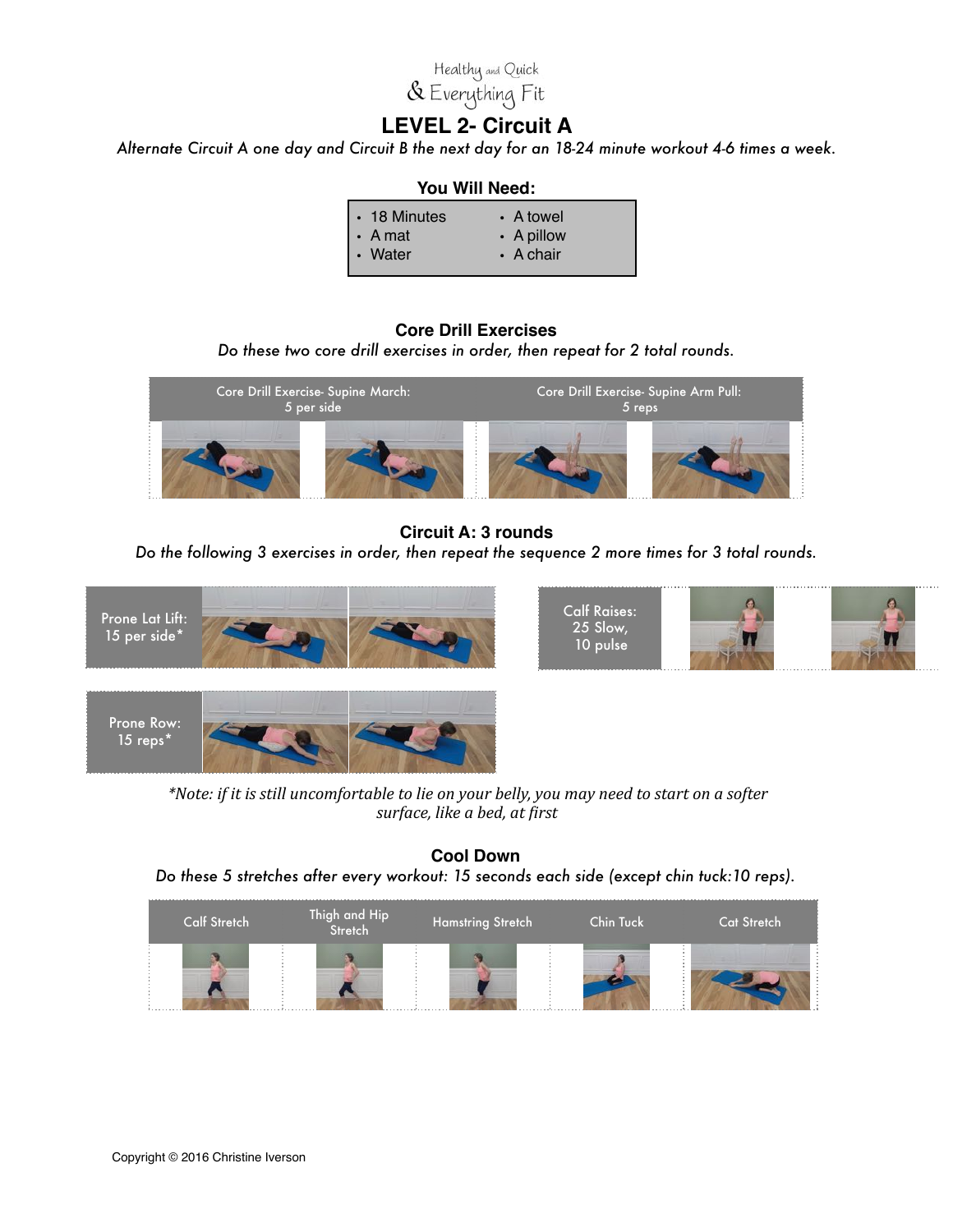Healthy and Quick & Everything Fit

# LEVEL 2- Circuit A

*Alternate Circuit A one day and Circuit B the next day for an 18-24 minute workout 4-6 times a week.*

### You Will Need:

- 18 Minutes
- A mat
- Water
- A towel
- A pillow
- A chair

## Core Drill Exercises

*Do these two core drill exercises in order, then repeat for 2 total rounds.*

| Core Drill Exercise- Supine March: 5 per side | Core Drill Exercise- Supine Arm Pull: 5 reps |
|---|---|

## Circuit A: 3 rounds

*Do the following 3 exercises in order, then repeat the sequence 2 more times for 3 total rounds.*

- Prone Lat Lift: 15 per side*
- Calf Raises: 25 Slow, 10 pulse
- Prone Row: 15 reps*

*\*Note: if it is still uncomfortable to lie on your belly, you may need to start on a softer surface, like a bed, at first*

## Cool Down

*Do these 5 stretches after every workout: 15 seconds each side (except chin tuck:10 reps).*

| Calf Stretch | Thigh and Hip Stretch | Hamstring Stretch | Chin Tuck | Cat Stretch |
|---|---|---|---|---|

Copyright © 2016 Christine Iverson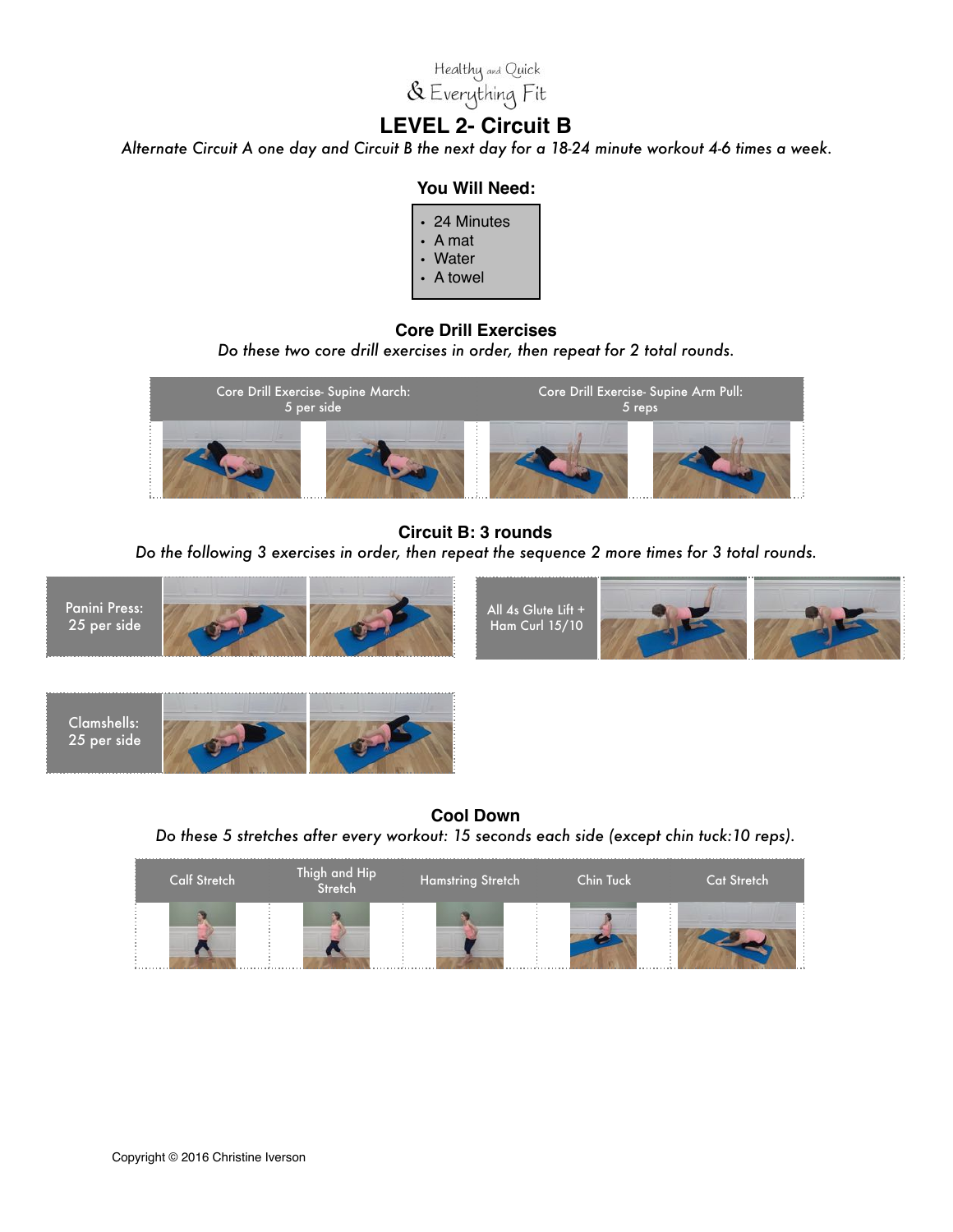Healthy and Quick
& Everything Fit

# LEVEL 2- Circuit B

*Alternate Circuit A one day and Circuit B the next day for a 18-24 minute workout 4-6 times a week.*

### You Will Need:

- 24 Minutes
- A mat
- Water
- A towel

### Core Drill Exercises

*Do these two core drill exercises in order, then repeat for 2 total rounds.*

| Core Drill Exercise- Supine March: 5 per side | Core Drill Exercise- Supine Arm Pull: 5 reps |
| --- | --- |

### Circuit B: 3 rounds

*Do the following 3 exercises in order, then repeat the sequence 2 more times for 3 total rounds.*

- Panini Press: 25 per side
- All 4s Glute Lift + Ham Curl 15/10
- Clamshells: 25 per side

### Cool Down

*Do these 5 stretches after every workout: 15 seconds each side (except chin tuck:10 reps).*

| Calf Stretch | Thigh and Hip Stretch | Hamstring Stretch | Chin Tuck | Cat Stretch |
| --- | --- | --- | --- | --- |

Copyright © 2016 Christine Iverson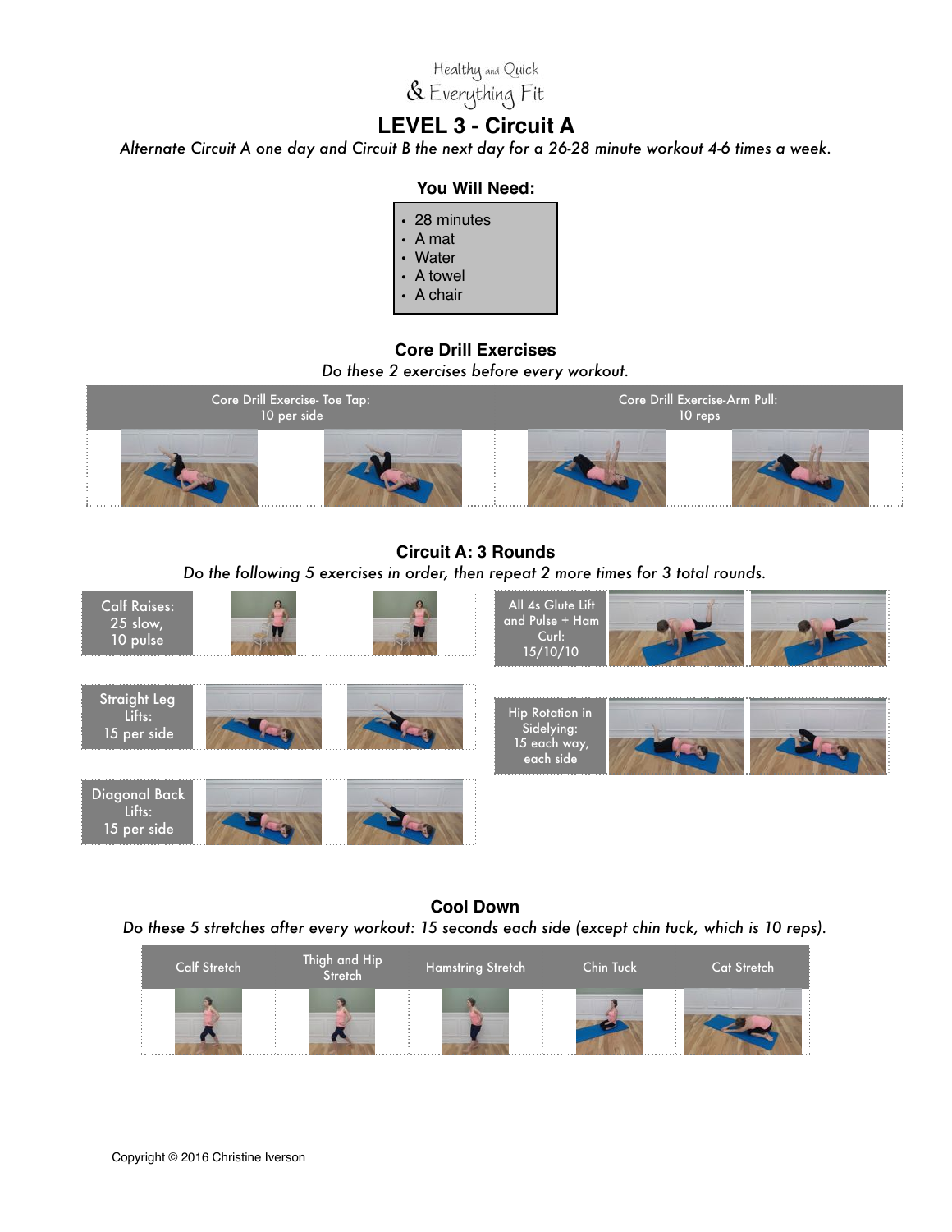Healthy and Quick
& Everything Fit

# LEVEL 3 - Circuit A

*Alternate Circuit A one day and Circuit B the next day for a 26-28 minute workout 4-6 times a week.*

### You Will Need:

- 28 minutes
- A mat
- Water
- A towel
- A chair

### Core Drill Exercises

*Do these 2 exercises before every workout.*

| Core Drill Exercise- Toe Tap: 10 per side | Core Drill Exercise-Arm Pull: 10 reps |
|---|---|

### Circuit A: 3 Rounds

*Do the following 5 exercises in order, then repeat 2 more times for 3 total rounds.*

- Calf Raises: 25 slow, 10 pulse
- All 4s Glute Lift and Pulse + Ham Curl: 15/10/10
- Straight Leg Lifts: 15 per side
- Hip Rotation in Sidelying: 15 each way, each side
- Diagonal Back Lifts: 15 per side

### Cool Down

*Do these 5 stretches after every workout: 15 seconds each side (except chin tuck, which is 10 reps).*

| Calf Stretch | Thigh and Hip Stretch | Hamstring Stretch | Chin Tuck | Cat Stretch |
|---|---|---|---|---|

Copyright © 2016 Christine Iverson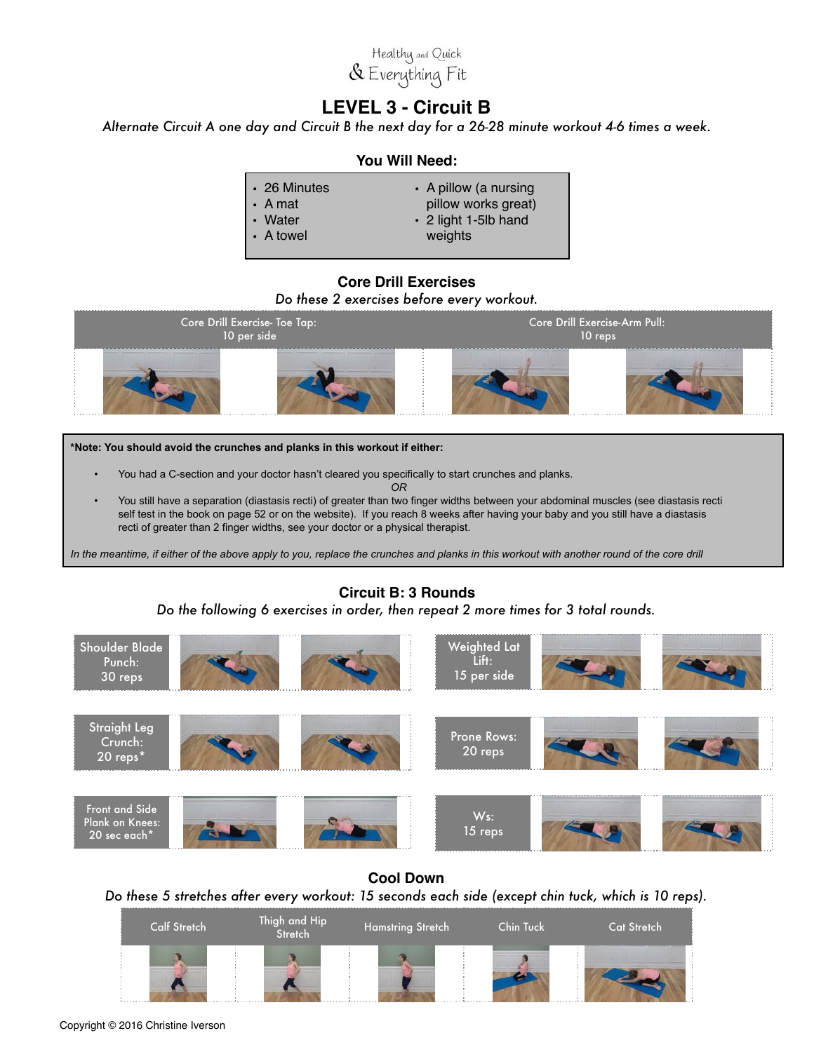Healthy and Quick & Everything Fit

# LEVEL 3 - Circuit B

*Alternate Circuit A one day and Circuit B the next day for a 26-28 minute workout 4-6 times a week.*

## You Will Need:

- 26 Minutes
- A mat
- Water
- A towel
- A pillow (a nursing pillow works great)
- 2 light 1-5lb hand weights

## Core Drill Exercises

*Do these 2 exercises before every workout.*

| Core Drill Exercise- Toe Tap: 10 per side | Core Drill Exercise-Arm Pull: 10 reps |
|---|---|

**\*Note: You should avoid the crunches and planks in this workout if either:**

- You had a C-section and your doctor hasn't cleared you specifically to start crunches and planks.

  *OR*

- You still have a separation (diastasis recti) of greater than two finger widths between your abdominal muscles (see diastasis recti self test in the book on page 52 or on the website). If you reach 8 weeks after having your baby and you still have a diastasis recti of greater than 2 finger widths, see your doctor or a physical therapist.

*In the meantime, if either of the above apply to you, replace the crunches and planks in this workout with another round of the core drill*

## Circuit B: 3 Rounds

*Do the following 6 exercises in order, then repeat 2 more times for 3 total rounds.*

| | |
|---|---|
| Shoulder Blade Punch: 30 reps | Weighted Lat Lift: 15 per side |
| Straight Leg Crunch: 20 reps* | Prone Rows: 20 reps |
| Front and Side Plank on Knees: 20 sec each* | Ws: 15 reps |

## Cool Down

*Do these 5 stretches after every workout: 15 seconds each side (except chin tuck, which is 10 reps).*

| Calf Stretch | Thigh and Hip Stretch | Hamstring Stretch | Chin Tuck | Cat Stretch |
|---|---|---|---|---|

Copyright © 2016 Christine Iverson